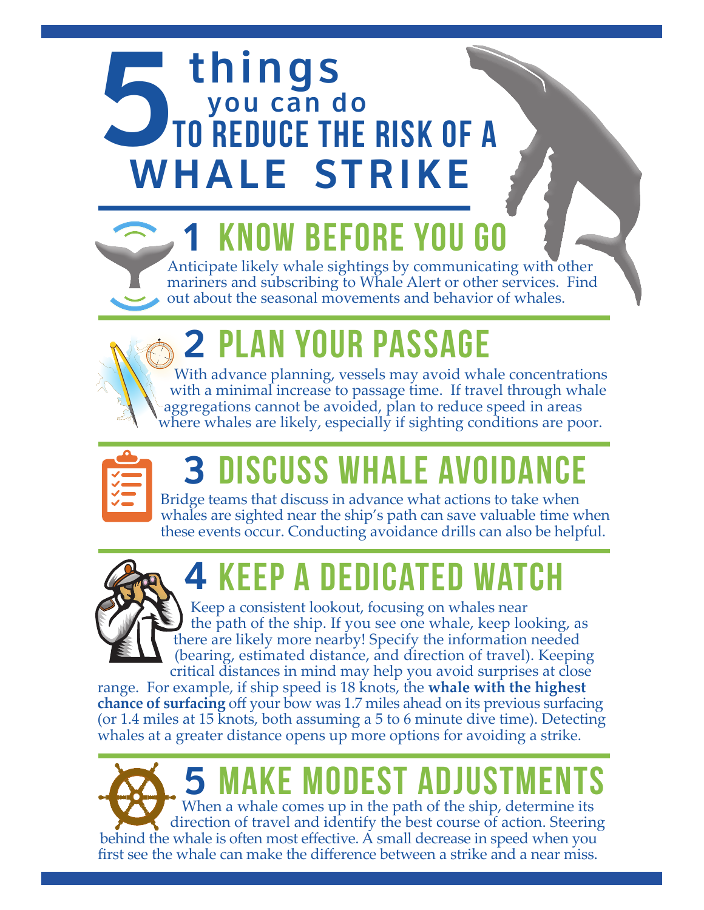# 5 things you can do to reduce the risk of a WHALE STRIKE

## 1 KNOW BEFORE YOU GO

Anticipate likely whale sightings by communicating with other mariners and subscribing to Whale Alert or other services. Find out about the seasonal movements and behavior of whales.

## 2 PLAN YOUR PASSAGE

With advance planning, vessels may avoid whale concentrations with a minimal increase to passage time. If travel through whale aggregations cannot be avoided, plan to reduce speed in areas where whales are likely, especially if sighting conditions are poor.

## 3 DISCUSS WHALE AVOIDANCE

Bridge teams that discuss in advance what actions to take when whales are sighted near the ship's path can save valuable time when these events occur. Conducting avoidance drills can also be helpful.

## 4 KEEP A DEDICATED WATCH

Keep a consistent lookout, focusing on whales near the path of the ship. If you see one whale, keep looking, as there are likely more nearby! Specify the information needed (bearing, estimated distance, and direction of travel). Keeping critical distances in mind may help you avoid surprises at close range. For example, if ship speed is 18 knots, the **whale with the highest chance of surfacing** off your bow was 1.7 miles ahead on its previous surfacing (or 1.4 miles at 15 knots, both assuming a 5 to 6 minute dive time). Detecting whales at a greater distance opens up more options for avoiding a strike.

## 5 MAKE MODEST ADJUSTMENTS

When a whale comes up in the path of the ship, determine its direction of travel and identify the best course of action. Steering behind the whale is often most effective. A small decrease in speed when you first see the whale can make the difference between a strike and a near miss.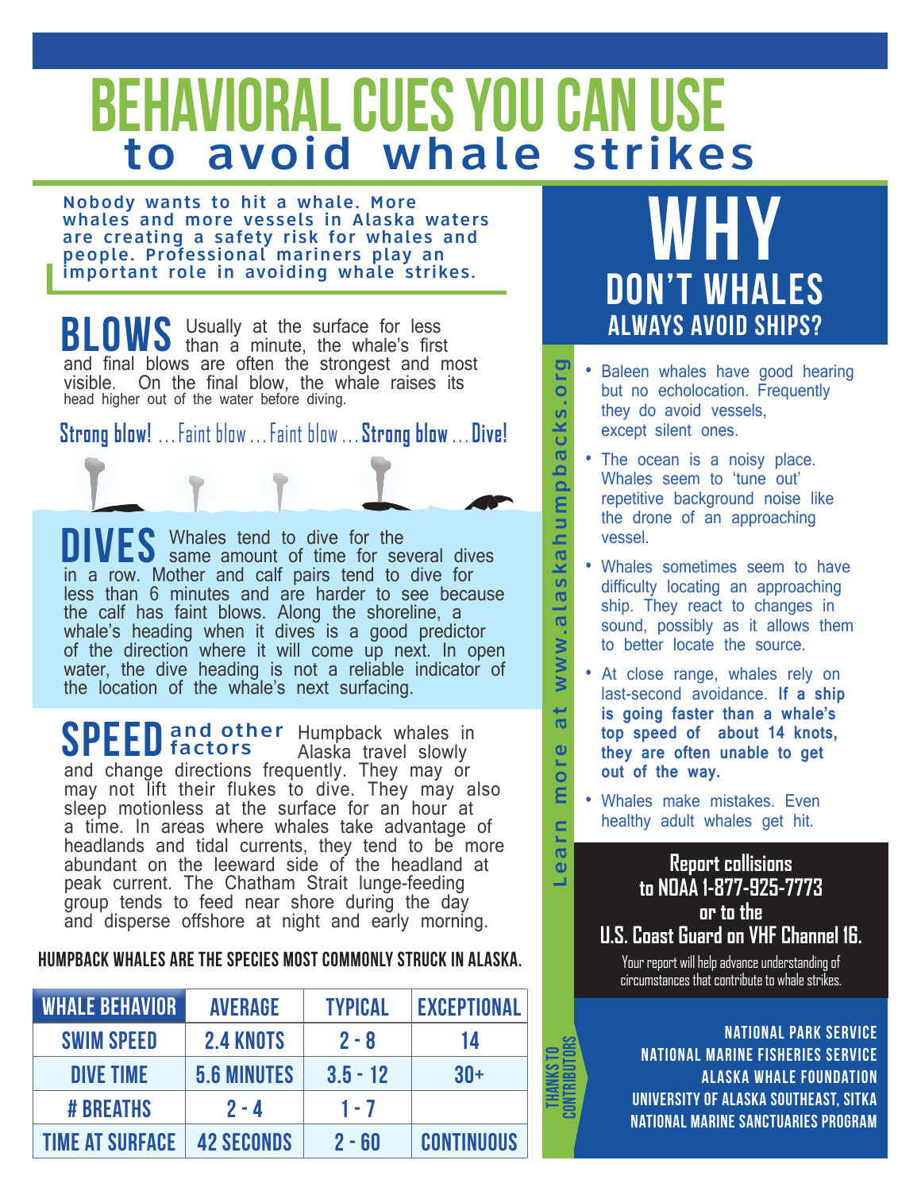# BEHAVIORAL CUES YOU CAN USE
## to avoid whale strikes

**Nobody wants to hit a whale. More whales and more vessels in Alaska waters are creating a safety risk for whales and people. Professional mariners play an important role in avoiding whale strikes.**

### BLOWS

Usually at the surface for less than a minute, the whale's first and final blows are often the strongest and most visible. On the final blow, the whale raises its head higher out of the water before diving.

**Strong blow!** …Faint blow …Faint blow …**Strong blow** …**Dive!**

### DIVES

Whales tend to dive for the same amount of time for several dives in a row. Mother and calf pairs tend to dive for less than 6 minutes and are harder to see because the calf has faint blows. Along the shoreline, a whale's heading when it dives is a good predictor of the direction where it will come up next. In open water, the dive heading is not a reliable indicator of the location of the whale's next surfacing.

### SPEED and other factors

Humpback whales in Alaska travel slowly and change directions frequently. They may or may not lift their flukes to dive. They may also sleep motionless at the surface for an hour at a time. In areas where whales take advantage of headlands and tidal currents, they tend to be more abundant on the leeward side of the headland at peak current. The Chatham Strait lunge-feeding group tends to feed near shore during the day and disperse offshore at night and early morning.

**HUMPBACK WHALES ARE THE SPECIES MOST COMMONLY STRUCK IN ALASKA.**

| WHALE BEHAVIOR | AVERAGE | TYPICAL | EXCEPTIONAL |
|---|---|---|---|
| SWIM SPEED | 2.4 KNOTS | 2 - 8 | 14 |
| DIVE TIME | 5.6 MINUTES | 3.5 - 12 | 30+ |
| # BREATHS | 2 - 4 | 1 - 7 | |
| TIME AT SURFACE | 42 SECONDS | 2 - 60 | CONTINUOUS |

Learn more at www.alaskahumpbacks.org

# WHY
## DON'T WHALES
### ALWAYS AVOID SHIPS?

- Baleen whales have good hearing but no echolocation. Frequently they do avoid vessels, except silent ones.
- The ocean is a noisy place. Whales seem to 'tune out' repetitive background noise like the drone of an approaching vessel.
- Whales sometimes seem to have difficulty locating an approaching ship. They react to changes in sound, possibly as it allows them to better locate the source.
- At close range, whales rely on last-second avoidance. **If a ship is going faster than a whale's top speed of about 14 knots, they are often unable to get out of the way.**
- Whales make mistakes. Even healthy adult whales get hit.

**Report collisions to NOAA 1-877-925-7773 or to the U.S. Coast Guard on VHF Channel 16.**

Your report will help advance understanding of circumstances that contribute to whale strikes.

THANKS TO CONTRIBUTORS

NATIONAL PARK SERVICE
NATIONAL MARINE FISHERIES SERVICE
ALASKA WHALE FOUNDATION
UNIVERSITY OF ALASKA SOUTHEAST, SITKA
NATIONAL MARINE SANCTUARIES PROGRAM